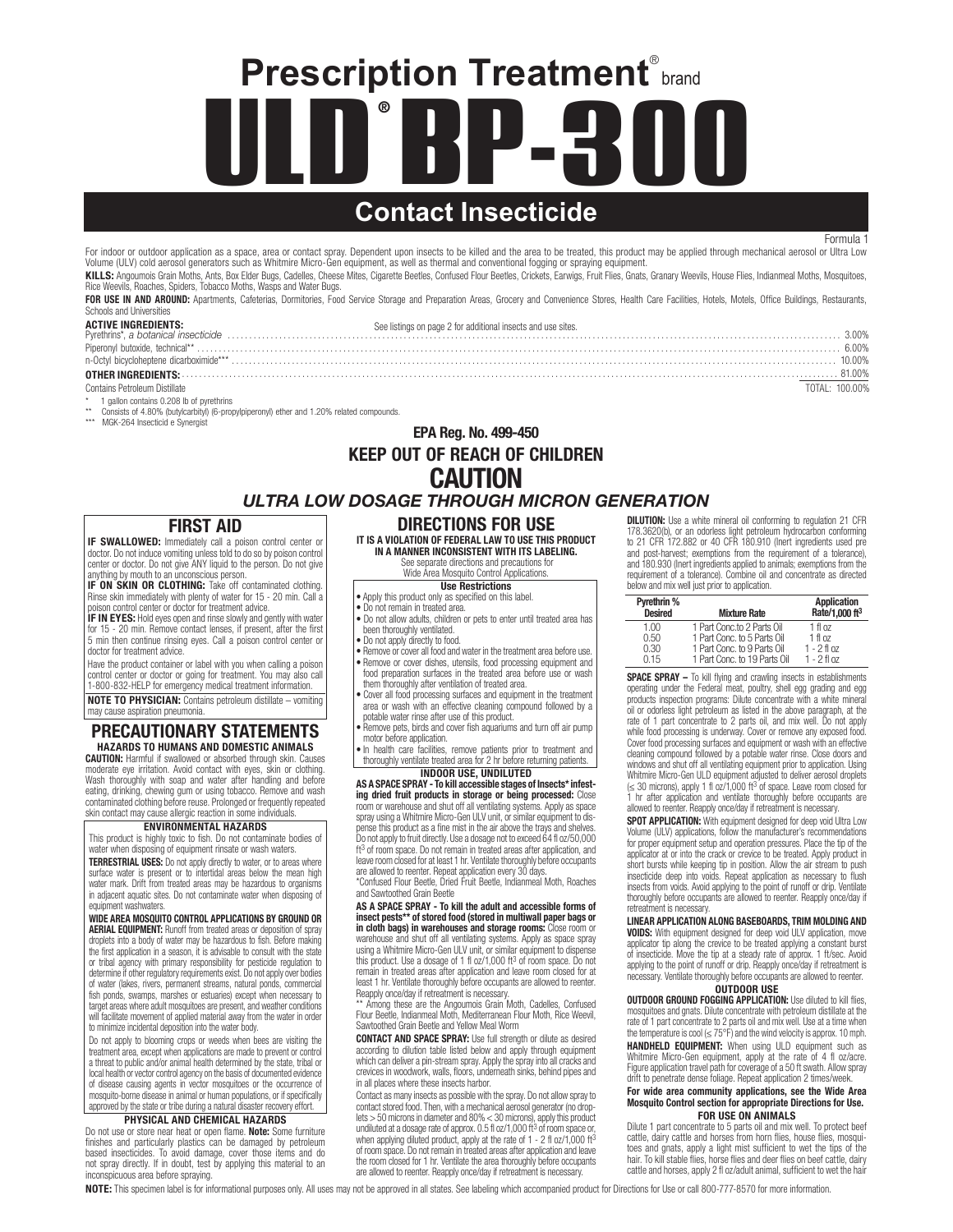# Prescription Treatment® brand

# ULD® BP-300

## Contact Insecticide

Formula 1

For indoor or outdoor application as a space, area or contact spray. Dependent upon insects to be killed and the area to be treated, this product may be applied through mechanical aerosol or Ultra Low Volume (ULV) cold aerosol generators such as Whitmire Micro-Gen equipment, as well as thermal and conventional fogging or spraying equipment.

**KILLS:** Angoumois Grain Moths, Ants, Box Elder Bugs, Cadelles, Cheese Mites, Cigarette Beetles, Confused Flour Beetles, Crickets, Earwigs, Fruit Flies, Gnats, Granary Weevils, House Flies, Indianmeal Moths, Mosquitoes, Rice Weevils, Roaches, Spiders, Tobacco Moths, Wasps and Water Bugs.

**FOR USE IN AND AROUND:** Apartments, Cafeterias, Dormitories, Food Service Storage and Preparation Areas, Grocery and Convenience Stores, Health Care Facilities, Hotels, Motels, Office Buildings, Restaurants, Schools and Universities

See listings on page 2 for additional insects and use sites.

| **ACTIVE INGREDIENTS:** | |
|---|---|
| Pyrethrins*, *a botanical insecticide* | 3.00% |
| Piperonyl butoxide, technical** | 6.00% |
| n-Octyl bicycloheptene dicarboximide*** | 10.00% |
| **OTHER INGREDIENTS:** | 81.00% |
| Contains Petroleum Distillate | TOTAL: 100.00% |

\* 1 gallon contains 0.208 lb of pyrethrins

\*\* Consists of 4.80% (butylcarbityl) (6-propylpiperonyl) ether and 1.20% related compounds.

\*\*\* MGK-264 Insecticid e Synergist

**EPA Reg. No. 499-450**

**KEEP OUT OF REACH OF CHILDREN**

## CAUTION

***ULTRA LOW DOSAGE THROUGH MICRON GENERATION***

## FIRST AID

**IF SWALLOWED:** Immediately call a poison control center or doctor. Do not induce vomiting unless told to do so by poison control center or doctor. Do not give ANY liquid to the person. Do not give anything by mouth to an unconscious person.

**IF ON SKIN OR CLOTHING:** Take off contaminated clothing. Rinse skin immediately with plenty of water for 15 - 20 min. Call a poison control center or doctor for treatment advice.

**IF IN EYES:** Hold eyes open and rinse slowly and gently with water for 15 - 20 min. Remove contact lenses, if present, after the first 5 min then continue rinsing eyes. Call a poison control center or doctor for treatment advice.

Have the product container or label with you when calling a poison control center or doctor or going for treatment. You may also call 1-800-832-HELP for emergency medical treatment information.

**NOTE TO PHYSICIAN:** Contains petroleum distillate – vomiting may cause aspiration pneumonia.

## PRECAUTIONARY STATEMENTS

### HAZARDS TO HUMANS AND DOMESTIC ANIMALS

**CAUTION:** Harmful if swallowed or absorbed through skin. Causes moderate eye irritation. Avoid contact with eyes, skin or clothing. Wash thoroughly with soap and water after handling and before eating, drinking, chewing gum or using tobacco. Remove and wash contaminated clothing before reuse. Prolonged or frequently repeated skin contact may cause allergic reaction in some individuals.

### ENVIRONMENTAL HAZARDS

This product is highly toxic to fish. Do not contaminate bodies of water when disposing of equipment rinsate or wash waters.

**TERRESTRIAL USES:** Do not apply directly to water, or to areas where surface water is present or to intertidal areas below the mean high water mark. Drift from treated areas may be hazardous to organisms in adjacent aquatic sites. Do not contaminate water when disposing of equipment washwaters.

**WIDE AREA MOSQUITO CONTROL APPLICATIONS BY GROUND OR AERIAL EQUIPMENT:** Runoff from treated areas or deposition of spray droplets into a body of water may be hazardous to fish. Before making the first application in a season, it is advisable to consult with the state or tribal agency with primary responsibility for pesticide regulation to determine if other regulatory requirements exist. Do not apply over bodies of water (lakes, rivers, permanent streams, natural ponds, commercial fish ponds, swamps, marshes or estuaries) except when necessary to target areas where adult mosquitoes are present, and weather conditions will facilitate movement of applied material away from the water in order to minimize incidental deposition into the water body.

Do not apply to blooming crops or weeds when bees are visiting the treatment area, except when applications are made to prevent or control a threat to public and/or animal health determined by the state, tribal or local health or vector control agency on the basis of documented evidence of disease causing agents in vector mosquitoes or the occurrence of mosquito-borne disease in animal or human populations, or if specifically approved by the state or tribe during a natural disaster recovery effort.

### PHYSICAL AND CHEMICAL HAZARDS

Do not use or store near heat or open flame. **Note:** Some furniture finishes and particularly plastics can be damaged by petroleum based insecticides. To avoid damage, cover those items and do not spray directly. If in doubt, test by applying this material to an inconspicuous area before spraying.

## DIRECTIONS FOR USE

**IT IS A VIOLATION OF FEDERAL LAW TO USE THIS PRODUCT IN A MANNER INCONSISTENT WITH ITS LABELING.**

See separate directions and precautions for Wide Area Mosquito Control Applications.

### Use Restrictions

- Apply this product only as specified on this label.
- Do not remain in treated area.
- Do not allow adults, children or pets to enter until treated area has been thoroughly ventilated.
- Do not apply directly to food.
- Remove or cover all food and water in the treatment area before use.
- Remove or cover dishes, utensils, food processing equipment and food preparation surfaces in the treated area before use or wash them thoroughly after ventilation of treated area.
- Cover all food processing surfaces and equipment in the treatment area or wash with an effective cleaning compound followed by a potable water rinse after use of this product.
- Remove pets, birds and cover fish aquariums and turn off air pump motor before application.
- In health care facilities, remove patients prior to treatment and thoroughly ventilate treated area for 2 hr before returning patients.

### INDOOR USE, UNDILUTED

**AS A SPACE SPRAY - To kill accessible stages of Insects\* infesting dried fruit products in storage or being processed:** Close room or warehouse and shut off all ventilating systems. Apply as space spray using a Whitmire Micro-Gen ULV unit, or similar equipment to dispense this product as a fine mist in the air above the trays and shelves. Do not apply to fruit directly. Use a dosage not to exceed 64 fl oz/50,000 ft³ of room space. Do not remain in treated areas after application, and leave room closed for at least 1 hr. Ventilate thoroughly before occupants are allowed to reenter. Repeat application every 30 days.

\*Confused Flour Beetle, Dried Fruit Beetle, Indianmeal Moth, Roaches and Sawtoothed Grain Beetle

**AS A SPACE SPRAY - To kill the adult and accessible forms of insect pests\*\* of stored food (stored in multiwall paper bags or in cloth bags) in warehouses and storage rooms:** Close room or warehouse and shut off all ventilating systems. Apply as space spray using a Whitmire Micro-Gen ULV unit, or similar equipment to dispense this product. Use a dosage of 1 fl oz/1,000 ft³ of room space. Do not remain in treated areas after application and leave room closed for at least 1 hr. Ventilate thoroughly before occupants are allowed to reenter. Reapply once/day if retreatment is necessary.

\*\* Among these are the Angoumois Grain Moth, Cadelles, Confused Flour Beetle, Indianmeal Moth, Mediterranean Flour Moth, Rice Weevil, Sawtoothed Grain Beetle and Yellow Meal Worm

**CONTACT AND SPACE SPRAY:** Use full strength or dilute as desired according to dilution table listed below and apply through equipment which can deliver a pin-stream spray. Apply the spray into all cracks and crevices in woodwork, walls, floors, underneath sinks, behind pipes and in all places where these insects harbor.

Contact as many insects as possible with the spray. Do not allow spray to contact stored food. Then, with a mechanical aerosol generator (no droplets > 50 microns in diameter and 80% < 30 microns), apply this product undiluted at a dosage rate of approx. 0.5 fl oz/1,000 ft³ of room space or, when applying diluted product, apply at the rate of 1 - 2 fl oz/1,000 ft³ of room space. Do not remain in treated areas after application and leave the room closed for 1 hr. Ventilate the area thoroughly before occupants are allowed to reenter. Reapply once/day if retreatment is necessary.

**DILUTION:** Use a white mineral oil conforming to regulation 21 CFR 178.3620(b), or an odorless light petroleum hydrocarbon conforming to 21 CFR 172.882 or 40 CFR 180.910 (Inert ingredients used pre and post-harvest; exemptions from the requirement of a tolerance), and 180.930 (Inert ingredients applied to animals; exemptions from the requirement of a tolerance). Combine oil and concentrate as directed below and mix well just prior to application.

| Pyrethrin % Desired | Mixture Rate | Application Rate/1,000 ft³ |
|---|---|---|
| 1.00 | 1 Part Conc.to 2 Parts Oil | 1 fl oz |
| 0.50 | 1 Part Conc. to 5 Parts Oil | 1 fl oz |
| 0.30 | 1 Part Conc. to 9 Parts Oil | 1 - 2 fl oz |
| 0.15 | 1 Part Conc. to 19 Parts Oil | 1 - 2 fl oz |

**SPACE SPRAY –** To kill flying and crawling insects in establishments operating under the Federal meat, poultry, shell egg grading and egg products inspection programs: Dilute concentrate with a white mineral oil or odorless light petroleum as listed in the above paragraph, at the rate of 1 part concentrate to 2 parts oil, and mix well. Do not apply while food processing is underway. Cover or remove any exposed food. Cover food processing surfaces and equipment or wash with an effective cleaning compound followed by a potable water rinse. Close doors and windows and shut off all ventilating equipment prior to application. Using Whitmire Micro-Gen ULD equipment adjusted to deliver aerosol droplets (≤ 30 microns), apply 1 fl oz/1,000 ft³ of space. Leave room closed for 1 hr after application and ventilate thoroughly before occupants are allowed to reenter. Reapply once/day if retreatment is necessary.

**SPOT APPLICATION:** With equipment designed for deep void Ultra Low Volume (ULV) applications, follow the manufacturer's recommendations for proper equipment setup and operation pressures. Place the tip of the applicator at or into the crack or crevice to be treated. Apply product in short bursts while keeping tip in position. Allow the air stream to push insecticide deep into voids. Repeat application as necessary to flush insects from voids. Avoid applying to the point of runoff or drip. Ventilate thoroughly before occupants are allowed to reenter. Reapply once/day if retreatment is necessary.

**LINEAR APPLICATION ALONG BASEBOARDS, TRIM MOLDING AND VOIDS:** With equipment designed for deep void ULV application, move applicator tip along the crevice to be treated applying a constant burst of insecticide. Move the tip at a steady rate of approx. 1 ft/sec. Avoid applying to the point of runoff or drip. Reapply once/day if retreatment is necessary. Ventilate thoroughly before occupants are allowed to reenter.

### OUTDOOR USE

**OUTDOOR GROUND FOGGING APPLICATION:** Use diluted to kill flies, mosquitoes and gnats. Dilute concentrate with petroleum distillate at the rate of 1 part concentrate to 2 parts oil and mix well. Use at a time when the temperature is cool (≤ 75°F) and the wind velocity is approx. 10 mph.

**HANDHELD EQUIPMENT:** When using ULD equipment such as Whitmire Micro-Gen equipment, apply at the rate of 4 fl oz/acre. Figure application travel path for coverage of a 50 ft swath. Allow spray drift to penetrate dense foliage. Repeat application 2 times/week.

**For wide area community applications, see the Wide Area Mosquito Control section for appropriate Directions for Use.**

### FOR USE ON ANIMALS

Dilute 1 part concentrate to 5 parts oil and mix well. To protect beef cattle, dairy cattle and horses from horn flies, house flies, mosquitoes and gnats, apply a light mist sufficient to wet the tips of the hair. To kill stable flies, horse flies and deer flies on beef cattle, dairy cattle and horses, apply 2 fl oz/adult animal, sufficient to wet the hair

**NOTE:** This specimen label is for informational purposes only. All uses may not be approved in all states. See labeling which accompanied product for Directions for Use or call 800-777-8570 for more information.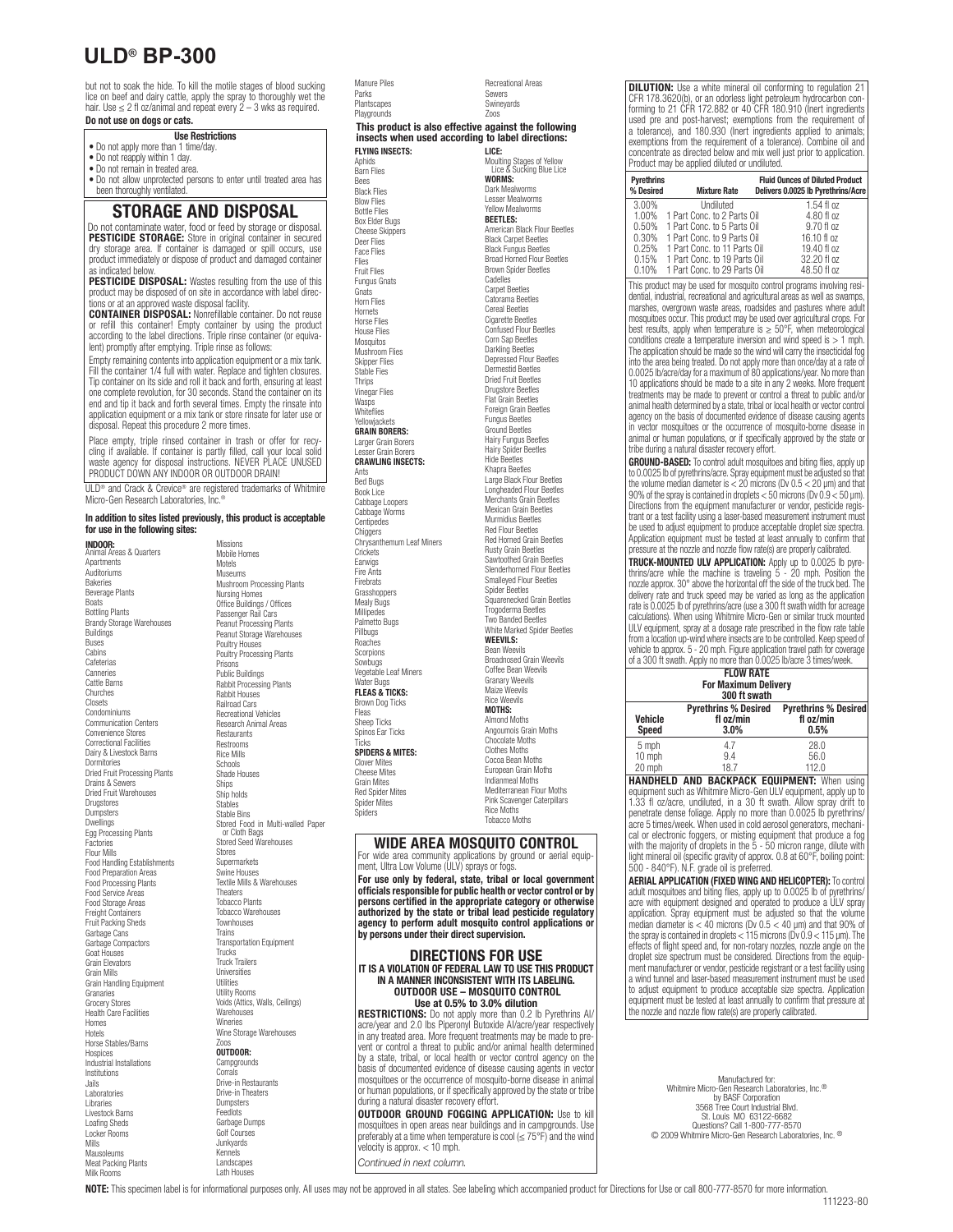# ULD® BP-300

but not to soak the hide. To kill the motile stages of blood sucking lice on beef and dairy cattle, apply the spray to thoroughly wet the hair. Use ≤ 2 fl oz/animal and repeat every 2 – 3 wks as required.

**Do not use on dogs or cats.**

**Use Restrictions**

- Do not apply more than 1 time/day.
- Do not reapply within 1 day.
- Do not remain in treated area.
- Do not allow unprotected persons to enter until treated area has been thoroughly ventilated.

## STORAGE AND DISPOSAL

Do not contaminate water, food or feed by storage or disposal.

**PESTICIDE STORAGE:** Store in original container in secured dry storage area. If container is damaged or spill occurs, use product immediately or dispose of product and damaged container as indicated below.

**PESTICIDE DISPOSAL:** Wastes resulting from the use of this product may be disposed of on site in accordance with label directions or at an approved waste disposal facility.

**CONTAINER DISPOSAL:** Nonrefillable container. Do not reuse or refill this container! Empty container by using the product according to the label directions. Triple rinse container (or equivalent) promptly after emptying. Triple rinse as follows:

Empty remaining contents into application equipment or a mix tank. Fill the container 1/4 full with water. Replace and tighten closures. Tip container on its side and roll it back and forth, ensuring at least one complete revolution, for 30 seconds. Stand the container on its end and tip it back and forth several times. Empty the rinsate into application equipment or a mix tank or store rinsate for later use or disposal. Repeat this procedure 2 more times.

Place empty, triple rinsed container in trash or offer for recycling if available. If container is partly filled, call your local solid waste agency for disposal instructions. NEVER PLACE UNUSED PRODUCT DOWN ANY INDOOR OR OUTDOOR DRAIN!

ULD® and Crack & Crevice® are registered trademarks of Whitmire Micro-Gen Research Laboratories, Inc.®

**In addition to sites listed previously, this product is acceptable for use in the following sites:**

**INDOOR:**
Animal Areas & Quarters
Apartments
Auditoriums
Bakeries
Beverage Plants
Boats
Bottling Plants
Brandy Storage Warehouses
Buildings
Buses
Cabins
Cafeterias
Canneries
Cattle Barns
Churches
Closets
Condominiums
Communication Centers
Convenience Stores
Correctional Facilities
Dairy & Livestock Barns
Dormitories
Dried Fruit Processing Plants
Drains & Sewers
Dried Fruit Warehouses
Drugstores
Dumpsters
Dwellings
Egg Processing Plants
Factories
Flour Mills
Food Handling Establishments
Food Preparation Areas
Food Processing Plants
Food Service Areas
Food Storage Areas
Freight Containers
Fruit Packing Sheds
Garbage Cans
Garbage Compactors
Goat Houses
Grain Elevators
Grain Mills
Grain Handling Equipment
Granaries
Grocery Stores
Health Care Facilities
Homes
Hotels
Horse Stables/Barns
Hospices
Industrial Installations
Institutions
Jails
Laboratories
Libraries
Livestock Barns
Loafing Sheds
Locker Rooms
Mills
Mausoleums
Meat Packing Plants
Milk Rooms
Missions
Mobile Homes
Motels
Museums
Mushroom Processing Plants
Nursing Homes
Office Buildings / Offices
Passenger Rail Cars
Peanut Processing Plants
Peanut Storage Warehouses
Poultry Houses
Poultry Processing Plants
Prisons
Public Buildings
Rabbit Processing Plants
Rabbit Houses
Railroad Cars
Recreational Vehicles
Research Animal Areas
Restaurants
Restrooms
Rice Mills
Schools
Shade Houses
Ships
Ship holds
Stables
Stable Bins
Stored Food in Multi-walled Paper or Cloth Bags
Stored Seed Warehouses
Stores
Supermarkets
Swine Houses
Textile Mills & Warehouses
Theaters
Tobacco Plants
Tobacco Warehouses
Townhouses
Trains
Transportation Equipment
Trucks
Truck Trailers
Universities
Utilities
Utility Rooms
Voids (Attics, Walls, Ceilings)
Warehouses
Wineries
Wine Storage Warehouses
Zoos

**OUTDOOR:**
Campgrounds
Corrals
Drive-in Restaurants
Drive-in Theaters
Dumpsters
Feedlots
Garbage Dumps
Golf Courses
Junkyards
Kennels
Landscapes
Lath Houses
Manure Piles
Parks
Plantscapes
Playgrounds
Recreational Areas
Sewers
Swineyards
Zoos

**This product is also effective against the following insects when used according to label directions:**

**FLYING INSECTS:**
Aphids
Barn Flies
Bees
Black Flies
Blow Flies
Bottle Flies
Box Elder Bugs
Cheese Skippers
Deer Flies
Face Flies
Flies
Fruit Flies
Fungus Gnats
Gnats
Horn Flies
Hornets
Horse Flies
House Flies
Mosquitos
Mushroom Flies
Skipper Flies
Stable Flies
Thrips
Vinegar Flies
Wasps
Whiteflies
Yellowjackets

**GRAIN BORERS:**
Larger Grain Borers
Lesser Grain Borers

**CRAWLING INSECTS:**
Ants
Bed Bugs
Book Lice
Cabbage Loopers
Cabbage Worms
Centipedes
Chiggers
Chrysanthemum Leaf Miners
Crickets
Earwigs
Fire Ants
Firebrats
Grasshoppers
Mealy Bugs
Millipedes
Palmetto Bugs
Pillbugs
Roaches
Scorpions
Sowbugs
Vegetable Leaf Miners
Water Bugs

**FLEAS & TICKS:**
Brown Dog Ticks
Fleas
Sheep Ticks
Spinos Ear Ticks
Ticks

**SPIDERS & MITES:**
Clover Mites
Cheese Mites
Grain Mites
Red Spider Mites
Spider Mites
Spiders

**LICE:**
Moulting Stages of Yellow Lice & Sucking Blue Lice

**WORMS:**
Dark Mealworms
Lesser Mealworms
Yellow Mealworms

**BEETLES:**
American Black Flour Beetles
Black Carpet Beetles
Black Fungus Beetles
Broad Horned Flour Beetles
Brown Spider Beetles
Cadelles
Carpet Beetles
Catorama Beetles
Cereal Beetles
Cigarette Beetles
Confused Flour Beetles
Corn Sap Beetles
Darkling Beetles
Depressed Flour Beetles
Dermestid Beetles
Dried Fruit Beetles
Drugstore Beetles
Flat Grain Beetles
Foreign Grain Beetles
Fungus Beetles
Ground Beetles
Hairy Fungus Beetles
Hairy Spider Beetles
Hide Beetles
Khapra Beetles
Large Black Flour Beetles
Longheaded Flour Beetles
Merchants Grain Beetles
Mexican Grain Beetles
Murmidius Beetles
Red Flour Beetles
Red Horned Grain Beetles
Rusty Grain Beetles
Sawtoothed Grain Beetles
Slenderhorned Flour Beetles
Smalleyed Flour Beetles
Spider Beetles
Squarenecked Grain Beetles
Trogoderma Beetles
Two Banded Beetles
White Marked Spider Beetles

**WEEVILS:**
Bean Weevils
Broadnosed Grain Weevils
Coffee Bean Weevils
Granary Weevils
Maize Weevils
Rice Weevils

**MOTHS:**
Almond Moths
Angoumois Grain Moths
Chocolate Moths
Clothes Moths
Cocoa Bean Moths
European Grain Moths
Indianmeal Moths
Mediterranean Flour Moths
Pink Scavenger Caterpillars
Rice Moths
Tobacco Moths

## WIDE AREA MOSQUITO CONTROL

For wide area community applications by ground or aerial equipment, Ultra Low Volume (ULV) sprays or fogs.

**For use only by federal, state, tribal or local government officials responsible for public health or vector control or by persons certified in the appropriate category or otherwise authorized by the state or tribal lead pesticide regulatory agency to perform adult mosquito control applications or by persons under their direct supervision.**

## DIRECTIONS FOR USE

**IT IS A VIOLATION OF FEDERAL LAW TO USE THIS PRODUCT IN A MANNER INCONSISTENT WITH ITS LABELING.**

**OUTDOOR USE – MOSQUITO CONTROL**

**Use at 0.5% to 3.0% dilution**

**RESTRICTIONS:** Do not apply more than 0.2 lb Pyrethrins AI/acre/year and 2.0 lbs Piperonyl Butoxide AI/acre/year respectively in any treated area. More frequent treatments may be made to prevent or control a threat to public and/or animal health determined by a state, tribal, or local health or vector control agency on the basis of documented evidence of disease causing agents in vector mosquitoes or the occurrence of mosquito-borne disease in animal or human populations, or if specifically approved by the state or tribe during a natural disaster recovery effort.

**OUTDOOR GROUND FOGGING APPLICATION:** Use to kill mosquitoes in open areas near buildings and in campgrounds. Use preferably at a time when temperature is cool (≤ 75°F) and the wind velocity is approx. < 10 mph.

*Continued in next column.*

**DILUTION:** Use a white mineral oil conforming to regulation 21 CFR 178.3620(b), or an odorless light petroleum hydrocarbon conforming to 21 CFR 172.882 or 40 CFR 180.910 (Inert ingredients used pre and post-harvest; exemptions from the requirement of a tolerance), and 180.930 (Inert ingredients applied to animals; exemptions from the requirement of a tolerance). Combine oil and concentrate as directed below and mix well just prior to application. Product may be applied diluted or undiluted.

| Pyrethrins % Desired | Mixture Rate | Fluid Ounces of Diluted Product Delivers 0.0025 lb Pyrethrins/Acre |
|---|---|---|
| 3.00% | Undiluted | 1.54 fl oz |
| 1.00% | 1 Part Conc. to 2 Parts Oil | 4.80 fl oz |
| 0.50% | 1 Part Conc. to 5 Parts Oil | 9.70 fl oz |
| 0.30% | 1 Part Conc. to 9 Parts Oil | 16.10 fl oz |
| 0.25% | 1 Part Conc. to 11 Parts Oil | 19.40 fl oz |
| 0.15% | 1 Part Conc. to 19 Parts Oil | 32.20 fl oz |
| 0.10% | 1 Part Conc. to 29 Parts Oil | 48.50 fl oz |

This product may be used for mosquito control programs involving residential, industrial, recreational and agricultural areas as well as swamps, marshes, overgrown waste areas, roadsides and pastures where adult mosquitoes occur. This product may be used over agricultural crops. For best results, apply when temperature is ≥ 50°F, when meteorological conditions create a temperature inversion and wind speed is > 1 mph. The application should be made so the wind will carry the insecticidal fog into the area being treated. Do not apply more than once/day at a rate of 0.0025 lb/acre/day for a maximum of 80 applications/year. No more than 10 applications should be made to a site in any 2 weeks. More frequent treatments may be made to prevent or control a threat to public and/or animal health determined by a state, tribal or local health or vector control agency on the basis of documented evidence of disease causing agents in vector mosquitoes or the occurrence of mosquito-borne disease in animal or human populations, or if specifically approved by the state or tribe during a natural disaster recovery effort.

**GROUND-BASED:** To control adult mosquitoes and biting flies, apply up to 0.0025 lb of pyrethrins/acre. Spray equipment must be adjusted so that the volume median diameter is < 20 microns (Dv 0.5 < 20 µm) and that 90% of the spray is contained in droplets < 50 microns (Dv 0.9 < 50 µm). Directions from the equipment manufacturer or vendor, pesticide registrant or a test facility using a laser-based measurement instrument must be used to adjust equipment to produce acceptable droplet size spectra. Application equipment must be tested at least annually to confirm that pressure at the nozzle and nozzle flow rate(s) are properly calibrated.

**TRUCK-MOUNTED ULV APPLICATION:** Apply up to 0.0025 lb pyrethrins/acre while the machine is traveling 5 - 20 mph. Position the nozzle approx. 30° above the horizontal off the side of the truck bed. The delivery rate and truck speed may be varied as long as the application rate is 0.0025 lb of pyrethrins/acre (use a 300 ft swath width for acreage calculations). When using Whitmire Micro-Gen or similar truck mounted ULV equipment, spray at a dosage rate prescribed in the flow rate table from a location up-wind where insects are to be controlled. Keep speed of vehicle to approx. 5 - 20 mph. Figure application travel path for coverage of a 300 ft swath. Apply no more than 0.0025 lb/acre 3 times/week.

**FLOW RATE**
**For Maximum Delivery**
**300 ft swath**

| Vehicle Speed | Pyrethrins % Desired fl oz/min 3.0% | Pyrethrins % Desired fl oz/min 0.5% |
|---|---|---|
| 5 mph | 4.7 | 28.0 |
| 10 mph | 9.4 | 56.0 |
| 20 mph | 18.7 | 112.0 |

**HANDHELD AND BACKPACK EQUIPMENT:** When using equipment such as Whitmire Micro-Gen ULV equipment, apply up to 1.33 fl oz/acre, undiluted, in a 30 ft swath. Allow spray drift to penetrate dense foliage. Apply no more than 0.0025 lb pyrethrins/acre 5 times/week. When used in cold aerosol generators, mechanical or electronic foggers, or misting equipment that produce a fog with the majority of droplets in the 5 - 50 micron range, dilute with light mineral oil (specific gravity of approx. 0.8 at 60°F, boiling point: 500 - 840°F). N.F. grade oil is preferred.

**AERIAL APPLICATION (FIXED WING AND HELICOPTER):** To control adult mosquitoes and biting flies, apply up to 0.0025 lb of pyrethrins/acre with equipment designed and operated to produce a ULV spray application. Spray equipment must be adjusted so that the volume median diameter is < 40 microns (Dv 0.5 < 40 µm) and that 90% of the spray is contained in droplets < 115 microns (Dv 0.9 < 115 µm). The effects of flight speed and, for non-rotary nozzles, nozzle angle on the droplet size spectrum must be considered. Directions from the equipment manufacturer or vendor, pesticide registrant or a test facility using a wind tunnel and laser-based measurement instrument must be used to adjust equipment to produce acceptable size spectra. Application equipment must be tested at least annually to confirm that pressure at the nozzle and nozzle flow rate(s) are properly calibrated.

Manufactured for:
Whitmire Micro-Gen Research Laboratories, Inc.®
by BASF Corporation
3568 Tree Court Industrial Blvd.
St. Louis MO 63122-6682
Questions? Call 1-800-777-8570
© 2009 Whitmire Micro-Gen Research Laboratories, Inc. ®

**NOTE:** This specimen label is for informational purposes only. All uses may not be approved in all states. See labeling which accompanied product for Directions for Use or call 800-777-8570 for more information.

111223-80